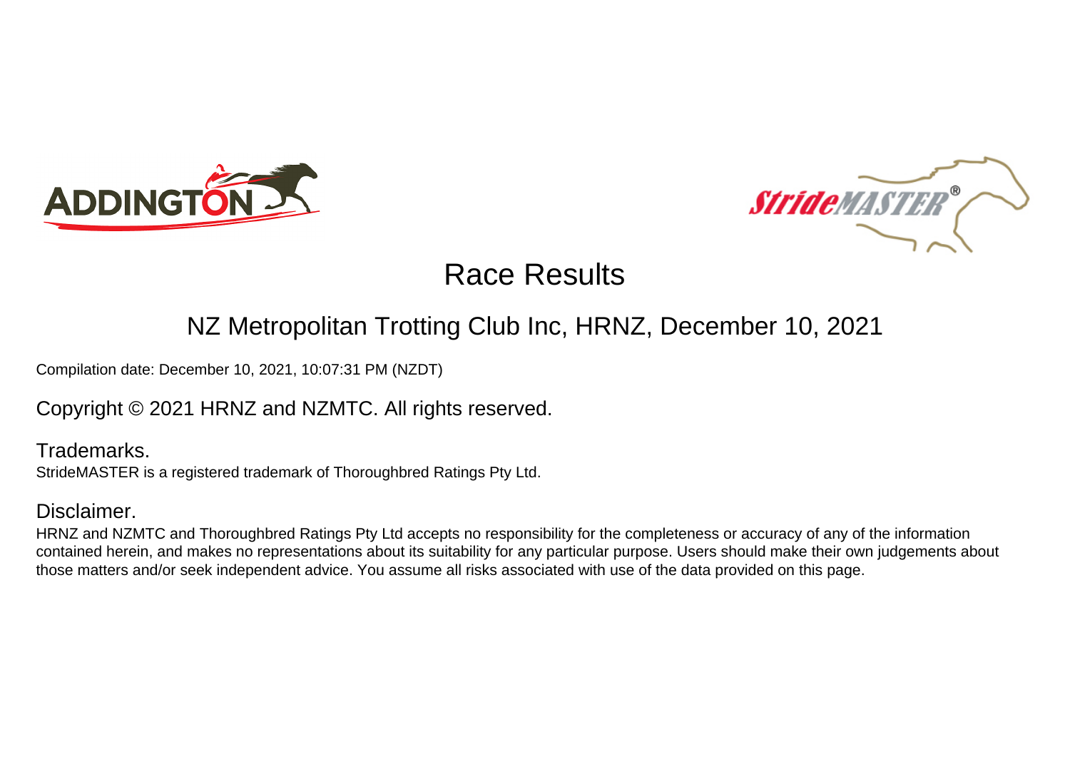# Race Results

## NZ Metropolitan Trotting Club Inc, HRNZ, December 10, 2021

Compilation date: December 10, 2021, 10:07:31 PM (NZDT)

Copyright © 2021 HRNZ and NZMTC. All rights reserved.

### Trademarks.

StrideMASTER is a registered trademark of Thoroughbred Ratings Pty Ltd.

### Disclaimer.

HRNZ and NZMTC and Thoroughbred Ratings Pty Ltd accepts no responsibility for the completeness or accuracy of any of the information contained herein, and makes no representations about its suitability for any particular purpose. Users should make their own judgements about those matters and/or seek independent advice. You assume all risks associated with use of the data provided on this page.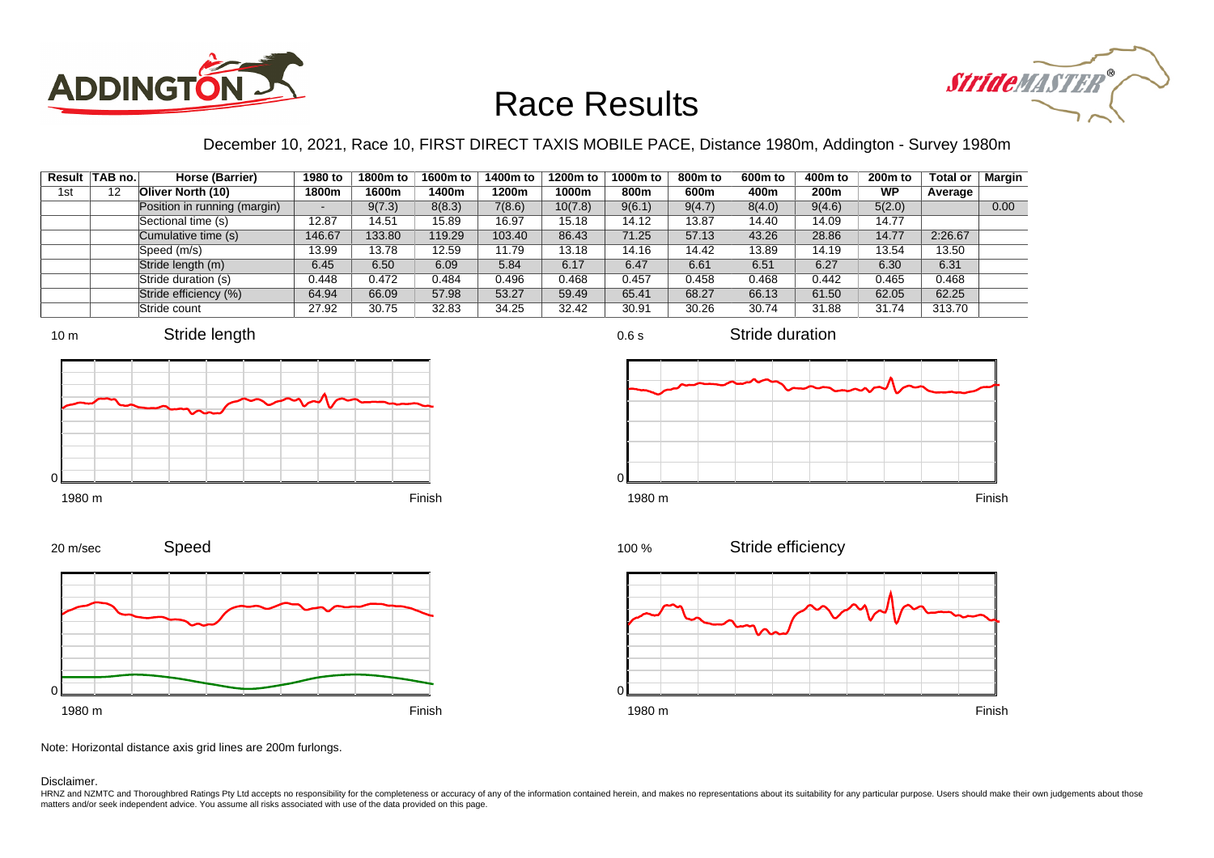# Race Results

December 10, 2021, Race 10, FIRST DIRECT TAXIS MOBILE PACE, Distance 1980m, Addington - Survey 1980m

| Result | TAB no. | Horse (Barrier) | 1980 to 1800m | 1800m to 1600m | 1600m to 1400m | 1400m to 1200m | 1200m to 1000m | 1000m to 800m | 800m to 600m | 600m to 400m | 400m to 200m | 200m to WP | Total or Average | Margin |
|---|---|---|---|---|---|---|---|---|---|---|---|---|---|---|
| 1st | 12 | Oliver North (10) | | | | | | | | | | | | |
| | | Position in running (margin) | - | 9(7.3) | 8(8.3) | 7(8.6) | 10(7.8) | 9(6.1) | 9(4.7) | 8(4.0) | 9(4.6) | 5(2.0) | | 0.00 |
| | | Sectional time (s) | 12.87 | 14.51 | 15.89 | 16.97 | 15.18 | 14.12 | 13.87 | 14.40 | 14.09 | 14.77 | | |
| | | Cumulative time (s) | 146.67 | 133.80 | 119.29 | 103.40 | 86.43 | 71.25 | 57.13 | 43.26 | 28.86 | 14.77 | 2:26.67 | |
| | | Speed (m/s) | 13.99 | 13.78 | 12.59 | 11.79 | 13.18 | 14.16 | 14.42 | 13.89 | 14.19 | 13.54 | 13.50 | |
| | | Stride length (m) | 6.45 | 6.50 | 6.09 | 5.84 | 6.17 | 6.47 | 6.61 | 6.51 | 6.27 | 6.30 | 6.31 | |
| | | Stride duration (s) | 0.448 | 0.472 | 0.484 | 0.496 | 0.468 | 0.457 | 0.458 | 0.468 | 0.442 | 0.465 | 0.468 | |
| | | Stride efficiency (%) | 64.94 | 66.09 | 57.98 | 53.27 | 59.49 | 65.41 | 68.27 | 66.13 | 61.50 | 62.05 | 62.25 | |
| | | Stride count | 27.92 | 30.75 | 32.83 | 34.25 | 32.42 | 30.91 | 30.26 | 30.74 | 31.88 | 31.74 | 313.70 | |

Note: Horizontal distance axis grid lines are 200m furlongs.

Disclaimer.

HRNZ and NZMTC and Thoroughbred Ratings Pty Ltd accepts no responsibility for the completeness or accuracy of any of the information contained herein, and makes no representations about its suitability for any particular purpose. Users should make their own judgements about those matters and/or seek independent advice. You assume all risks associated with use of the data provided on this page.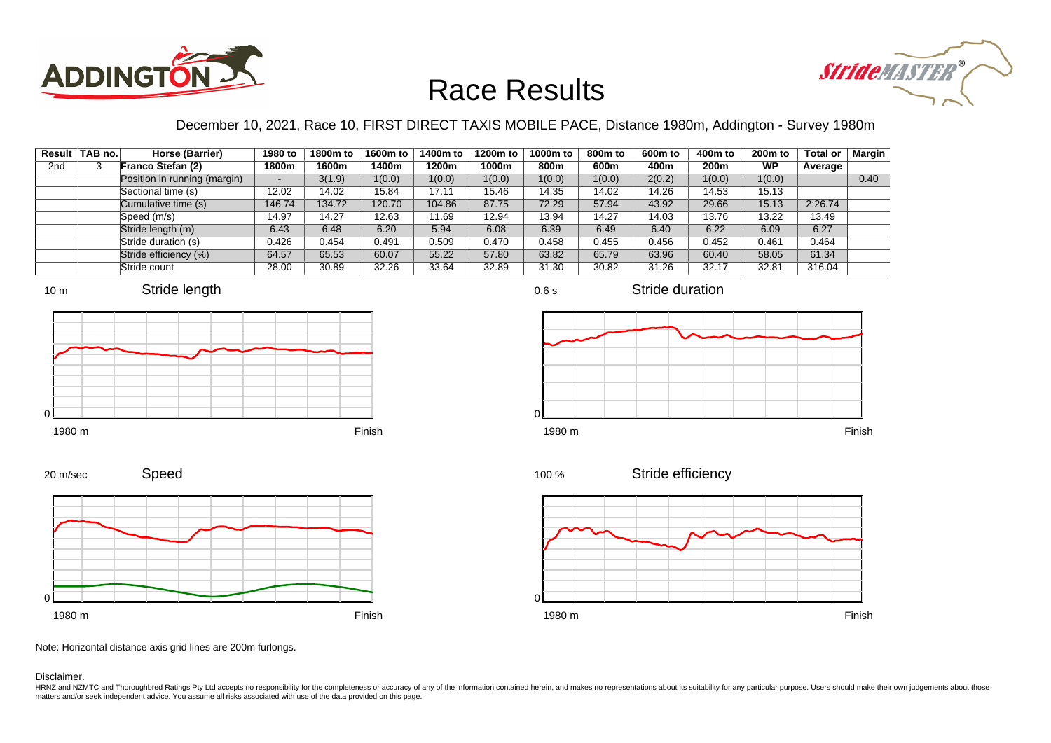# Race Results

December 10, 2021, Race 10, FIRST DIRECT TAXIS MOBILE PACE, Distance 1980m, Addington - Survey 1980m

| Result | TAB no. | Horse (Barrier) | 1980 to 1800m | 1800m to 1600m | 1600m to 1400m | 1400m to 1200m | 1200m to 1000m | 1000m to 800m | 800m to 600m | 600m to 400m | 400m to 200m | 200m to WP | Total or Average | Margin |
|---|---|---|---|---|---|---|---|---|---|---|---|---|---|---|
| 2nd | 3 | **Franco Stefan (2)** | | | | | | | | | | | | |
| | | Position in running (margin) | - | 3(1.9) | 1(0.0) | 1(0.0) | 1(0.0) | 1(0.0) | 1(0.0) | 2(0.2) | 1(0.0) | 1(0.0) | | 0.40 |
| | | Sectional time (s) | 12.02 | 14.02 | 15.84 | 17.11 | 15.46 | 14.35 | 14.02 | 14.26 | 14.53 | 15.13 | | |
| | | Cumulative time (s) | 146.74 | 134.72 | 120.70 | 104.86 | 87.75 | 72.29 | 57.94 | 43.92 | 29.66 | 15.13 | 2:26.74 | |
| | | Speed (m/s) | 14.97 | 14.27 | 12.63 | 11.69 | 12.94 | 13.94 | 14.27 | 14.03 | 13.76 | 13.22 | 13.49 | |
| | | Stride length (m) | 6.43 | 6.48 | 6.20 | 5.94 | 6.08 | 6.39 | 6.49 | 6.40 | 6.22 | 6.09 | 6.27 | |
| | | Stride duration (s) | 0.426 | 0.454 | 0.491 | 0.509 | 0.470 | 0.458 | 0.455 | 0.456 | 0.452 | 0.461 | 0.464 | |
| | | Stride efficiency (%) | 64.57 | 65.53 | 60.07 | 55.22 | 57.80 | 63.82 | 65.79 | 63.96 | 60.40 | 58.05 | 61.34 | |
| | | Stride count | 28.00 | 30.89 | 32.26 | 33.64 | 32.89 | 31.30 | 30.82 | 31.26 | 32.17 | 32.81 | 316.04 | |

Stride length (10 m; 0; 1980 m – Finish)

Stride duration (0.6 s; 0; 1980 m – Finish)

Speed (20 m/sec; 0; 1980 m – Finish)

Stride efficiency (100 %; 0; 1980 m – Finish)

Note: Horizontal distance axis grid lines are 200m furlongs.

Disclaimer.

HRNZ and NZMTC and Thoroughbred Ratings Pty Ltd accepts no responsibility for the completeness or accuracy of any of the information contained herein, and makes no representations about its suitability for any particular purpose. Users should make their own judgements about those matters and/or seek independent advice. You assume all risks associated with use of the data provided on this page.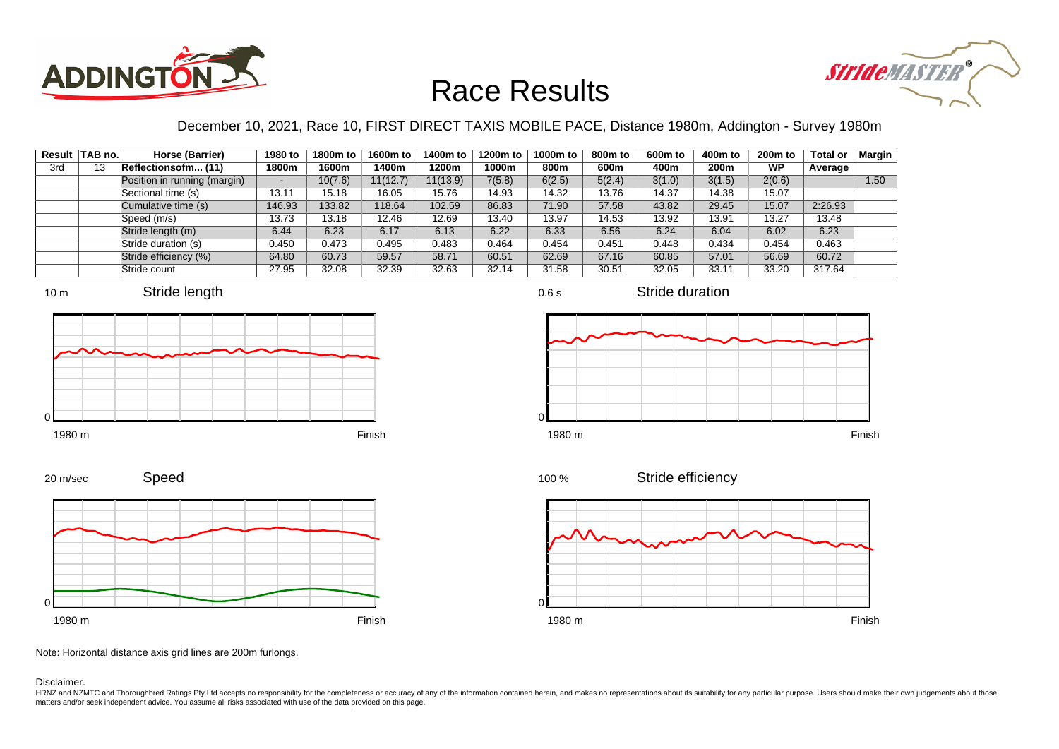# Race Results

December 10, 2021, Race 10, FIRST DIRECT TAXIS MOBILE PACE, Distance 1980m, Addington - Survey 1980m

| Result | TAB no. | Horse (Barrier) | 1980 to 1800m | 1800m to 1600m | 1600m to 1400m | 1400m to 1200m | 1200m to 1000m | 1000m to 800m | 800m to 600m | 600m to 400m | 400m to 200m | 200m to WP | Total or Average | Margin |
|---|---|---|---|---|---|---|---|---|---|---|---|---|---|---|
| 3rd | 13 | Reflectionsofm... (11) | | | | | | | | | | | | |
| | | Position in running (margin) | - | 10(7.6) | 11(12.7) | 11(13.9) | 7(5.8) | 6(2.5) | 5(2.4) | 3(1.0) | 3(1.5) | 2(0.6) | | 1.50 |
| | | Sectional time (s) | 13.11 | 15.18 | 16.05 | 15.76 | 14.93 | 14.32 | 13.76 | 14.37 | 14.38 | 15.07 | | |
| | | Cumulative time (s) | 146.93 | 133.82 | 118.64 | 102.59 | 86.83 | 71.90 | 57.58 | 43.82 | 29.45 | 15.07 | 2:26.93 | |
| | | Speed (m/s) | 13.73 | 13.18 | 12.46 | 12.69 | 13.40 | 13.97 | 14.53 | 13.92 | 13.91 | 13.27 | 13.48 | |
| | | Stride length (m) | 6.44 | 6.23 | 6.17 | 6.13 | 6.22 | 6.33 | 6.56 | 6.24 | 6.04 | 6.02 | 6.23 | |
| | | Stride duration (s) | 0.450 | 0.473 | 0.495 | 0.483 | 0.464 | 0.454 | 0.451 | 0.448 | 0.434 | 0.454 | 0.463 | |
| | | Stride efficiency (%) | 64.80 | 60.73 | 59.57 | 58.71 | 60.51 | 62.69 | 67.16 | 60.85 | 57.01 | 56.69 | 60.72 | |
| | | Stride count | 27.95 | 32.08 | 32.39 | 32.63 | 32.14 | 31.58 | 30.51 | 32.05 | 33.11 | 33.20 | 317.64 | |

Note: Horizontal distance axis grid lines are 200m furlongs.

Disclaimer.

HRNZ and NZMTC and Thoroughbred Ratings Pty Ltd accepts no responsibility for the completeness or accuracy of any of the information contained herein, and makes no representations about its suitability for any particular purpose. Users should make their own judgements about those matters and/or seek independent advice. You assume all risks associated with use of the data provided on this page.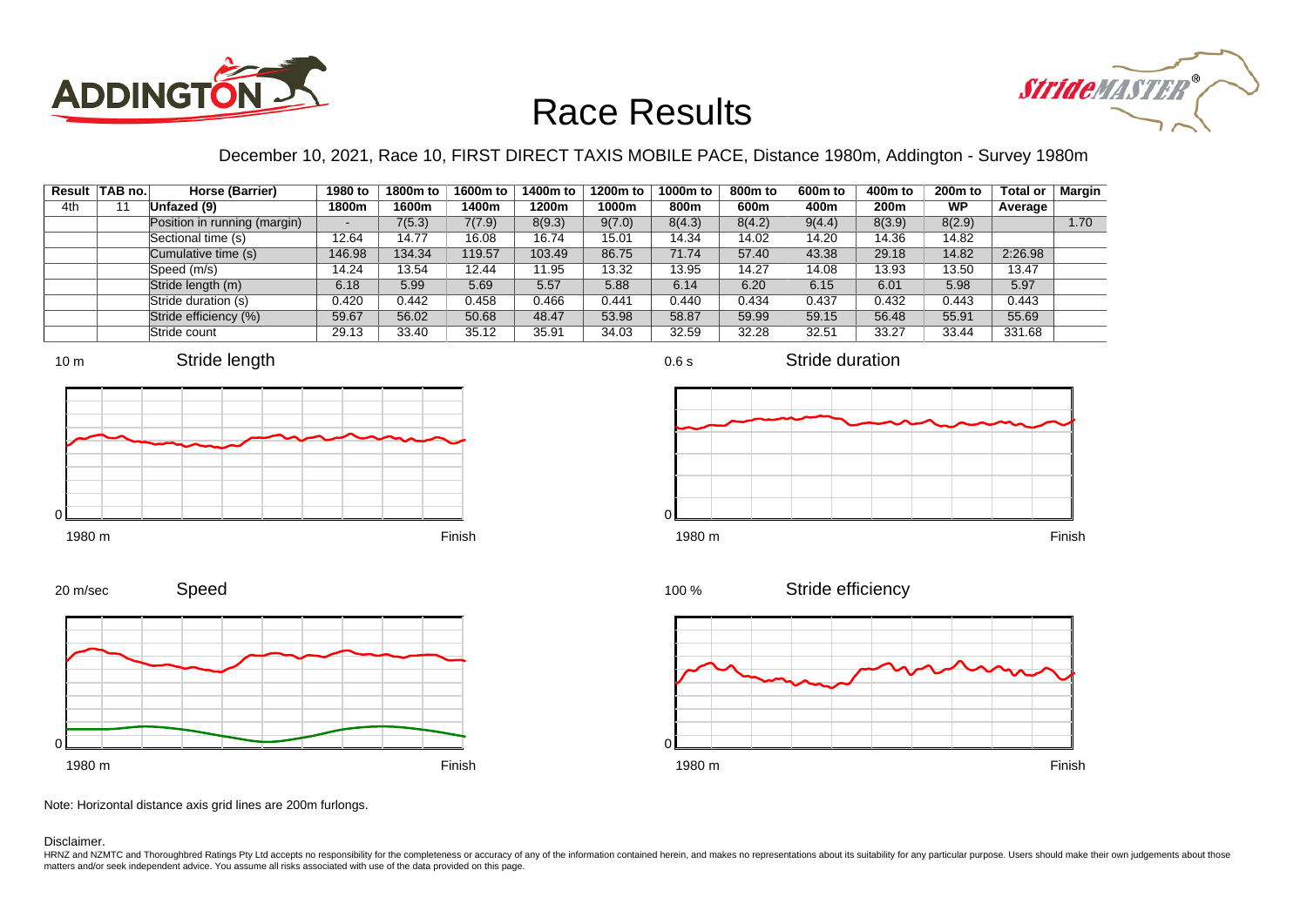# Race Results

December 10, 2021, Race 10, FIRST DIRECT TAXIS MOBILE PACE, Distance 1980m, Addington - Survey 1980m

| Result | TAB no. | Horse (Barrier) | 1980 to 1800m | 1800m to 1600m | 1600m to 1400m | 1400m to 1200m | 1200m to 1000m | 1000m to 800m | 800m to 600m | 600m to 400m | 400m to 200m | 200m to WP | Total or Average | Margin |
|---|---|---|---|---|---|---|---|---|---|---|---|---|---|---|
| 4th | 11 | Unfazed (9) | | | | | | | | | | | | |
| | | Position in running (margin) | - | 7(5.3) | 7(7.9) | 8(9.3) | 9(7.0) | 8(4.3) | 8(4.2) | 9(4.4) | 8(3.9) | 8(2.9) | | 1.70 |
| | | Sectional time (s) | 12.64 | 14.77 | 16.08 | 16.74 | 15.01 | 14.34 | 14.02 | 14.20 | 14.36 | 14.82 | | |
| | | Cumulative time (s) | 146.98 | 134.34 | 119.57 | 103.49 | 86.75 | 71.74 | 57.40 | 43.38 | 29.18 | 14.82 | 2:26.98 | |
| | | Speed (m/s) | 14.24 | 13.54 | 12.44 | 11.95 | 13.32 | 13.95 | 14.27 | 14.08 | 13.93 | 13.50 | 13.47 | |
| | | Stride length (m) | 6.18 | 5.99 | 5.69 | 5.57 | 5.88 | 6.14 | 6.20 | 6.15 | 6.01 | 5.98 | 5.97 | |
| | | Stride duration (s) | 0.420 | 0.442 | 0.458 | 0.466 | 0.441 | 0.440 | 0.434 | 0.437 | 0.432 | 0.443 | 0.443 | |
| | | Stride efficiency (%) | 59.67 | 56.02 | 50.68 | 48.47 | 53.98 | 58.87 | 59.99 | 59.15 | 56.48 | 55.91 | 55.69 | |
| | | Stride count | 29.13 | 33.40 | 35.12 | 35.91 | 34.03 | 32.59 | 32.28 | 32.51 | 33.27 | 33.44 | 331.68 | |

Note: Horizontal distance axis grid lines are 200m furlongs.

Disclaimer.

HRNZ and NZMTC and Thoroughbred Ratings Pty Ltd accepts no responsibility for the completeness or accuracy of any of the information contained herein, and makes no representations about its suitability for any particular purpose. Users should make their own judgements about those matters and/or seek independent advice. You assume all risks associated with use of the data provided on this page.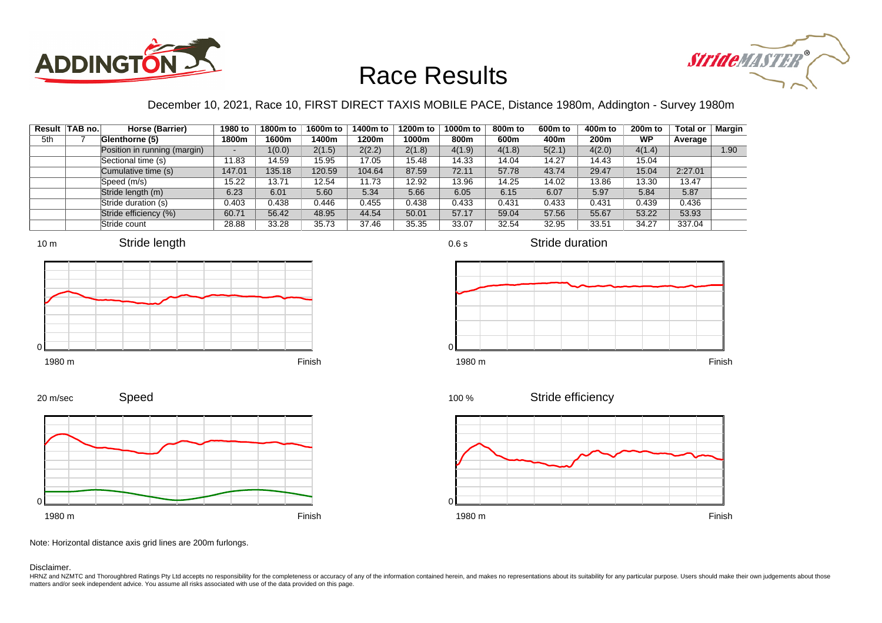# Race Results

December 10, 2021, Race 10, FIRST DIRECT TAXIS MOBILE PACE, Distance 1980m, Addington - Survey 1980m

| Result | TAB no. | Horse (Barrier) | 1980 to 1800m | 1800m to 1600m | 1600m to 1400m | 1400m to 1200m | 1200m to 1000m | 1000m to 800m | 800m to 600m | 600m to 400m | 400m to 200m | 200m to WP | Total or Average | Margin |
|---|---|---|---|---|---|---|---|---|---|---|---|---|---|---|
| 5th | 7 | Glenthorne (5) | | | | | | | | | | | | |
| | | Position in running (margin) | - | 1(0.0) | 2(1.5) | 2(2.2) | 2(1.8) | 4(1.9) | 4(1.8) | 5(2.1) | 4(2.0) | 4(1.4) | | 1.90 |
| | | Sectional time (s) | 11.83 | 14.59 | 15.95 | 17.05 | 15.48 | 14.33 | 14.04 | 14.27 | 14.43 | 15.04 | | |
| | | Cumulative time (s) | 147.01 | 135.18 | 120.59 | 104.64 | 87.59 | 72.11 | 57.78 | 43.74 | 29.47 | 15.04 | 2:27.01 | |
| | | Speed (m/s) | 15.22 | 13.71 | 12.54 | 11.73 | 12.92 | 13.96 | 14.25 | 14.02 | 13.86 | 13.30 | 13.47 | |
| | | Stride length (m) | 6.23 | 6.01 | 5.60 | 5.34 | 5.66 | 6.05 | 6.15 | 6.07 | 5.97 | 5.84 | 5.87 | |
| | | Stride duration (s) | 0.403 | 0.438 | 0.446 | 0.455 | 0.438 | 0.433 | 0.431 | 0.433 | 0.431 | 0.439 | 0.436 | |
| | | Stride efficiency (%) | 60.71 | 56.42 | 48.95 | 44.54 | 50.01 | 57.17 | 59.04 | 57.56 | 55.67 | 53.22 | 53.93 | |
| | | Stride count | 28.88 | 33.28 | 35.73 | 37.46 | 35.35 | 33.07 | 32.54 | 32.95 | 33.51 | 34.27 | 337.04 | |

Stride length (10 m scale; 1980 m to Finish)

Stride duration (0.6 s scale; 1980 m to Finish)

Speed (20 m/sec scale; 1980 m to Finish)

Stride efficiency (100 % scale; 1980 m to Finish)

Note: Horizontal distance axis grid lines are 200m furlongs.

Disclaimer.

HRNZ and NZMTC and Thoroughbred Ratings Pty Ltd accepts no responsibility for the completeness or accuracy of any of the information contained herein, and makes no representations about its suitability for any particular purpose. Users should make their own judgements about those matters and/or seek independent advice. You assume all risks associated with use of the data provided on this page.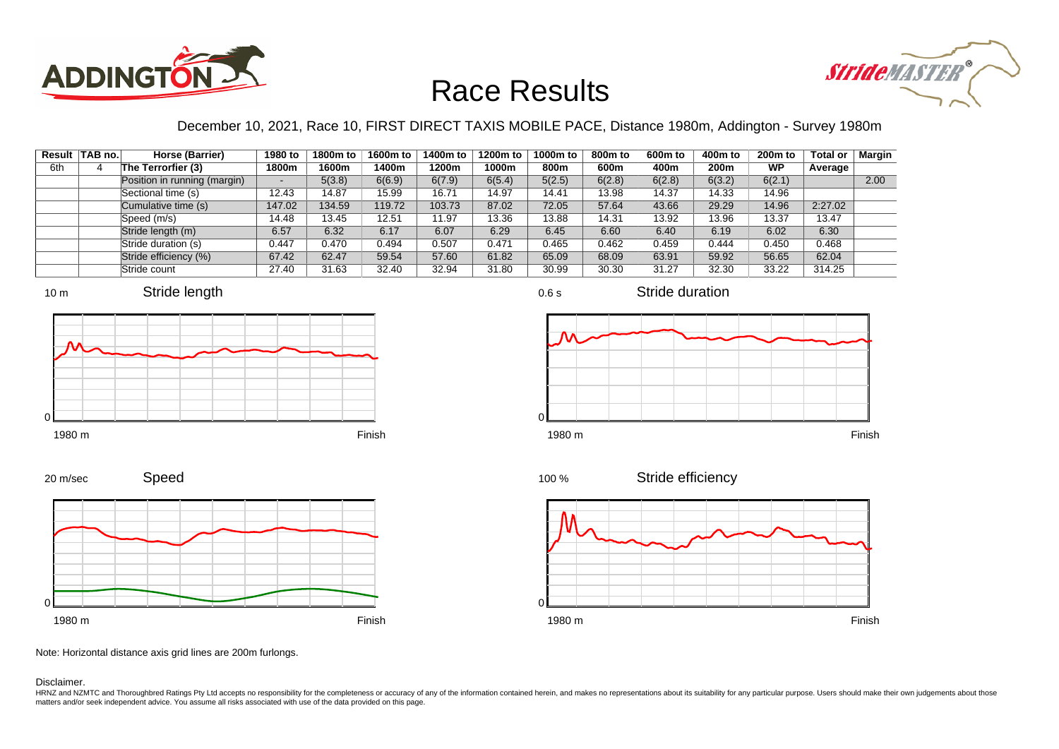# Race Results

December 10, 2021, Race 10, FIRST DIRECT TAXIS MOBILE PACE, Distance 1980m, Addington - Survey 1980m

| Result | TAB no. | Horse (Barrier) | 1980 to 1800m | 1800m to 1600m | 1600m to 1400m | 1400m to 1200m | 1200m to 1000m | 1000m to 800m | 800m to 600m | 600m to 400m | 400m to 200m | 200m to WP | Total or Average | Margin |
|---|---|---|---|---|---|---|---|---|---|---|---|---|---|---|
| 6th | 4 | The Terrorfier (3) | | | | | | | | | | | | |
| | | Position in running (margin) | - | 5(3.8) | 6(6.9) | 6(7.9) | 6(5.4) | 5(2.5) | 6(2.8) | 6(2.8) | 6(3.2) | 6(2.1) | | 2.00 |
| | | Sectional time (s) | 12.43 | 14.87 | 15.99 | 16.71 | 14.97 | 14.41 | 13.98 | 14.37 | 14.33 | 14.96 | | |
| | | Cumulative time (s) | 147.02 | 134.59 | 119.72 | 103.73 | 87.02 | 72.05 | 57.64 | 43.66 | 29.29 | 14.96 | 2:27.02 | |
| | | Speed (m/s) | 14.48 | 13.45 | 12.51 | 11.97 | 13.36 | 13.88 | 14.31 | 13.92 | 13.96 | 13.37 | 13.47 | |
| | | Stride length (m) | 6.57 | 6.32 | 6.17 | 6.07 | 6.29 | 6.45 | 6.60 | 6.40 | 6.19 | 6.02 | 6.30 | |
| | | Stride duration (s) | 0.447 | 0.470 | 0.494 | 0.507 | 0.471 | 0.465 | 0.462 | 0.459 | 0.444 | 0.450 | 0.468 | |
| | | Stride efficiency (%) | 67.42 | 62.47 | 59.54 | 57.60 | 61.82 | 65.09 | 68.09 | 63.91 | 59.92 | 56.65 | 62.04 | |
| | | Stride count | 27.40 | 31.63 | 32.40 | 32.94 | 31.80 | 30.99 | 30.30 | 31.27 | 32.30 | 33.22 | 314.25 | |

Note: Horizontal distance axis grid lines are 200m furlongs.

Disclaimer.

HRNZ and NZMTC and Thoroughbred Ratings Pty Ltd accepts no responsibility for the completeness or accuracy of any of the information contained herein, and makes no representations about its suitability for any particular purpose. Users should make their own judgements about those matters and/or seek independent advice. You assume all risks associated with use of the data provided on this page.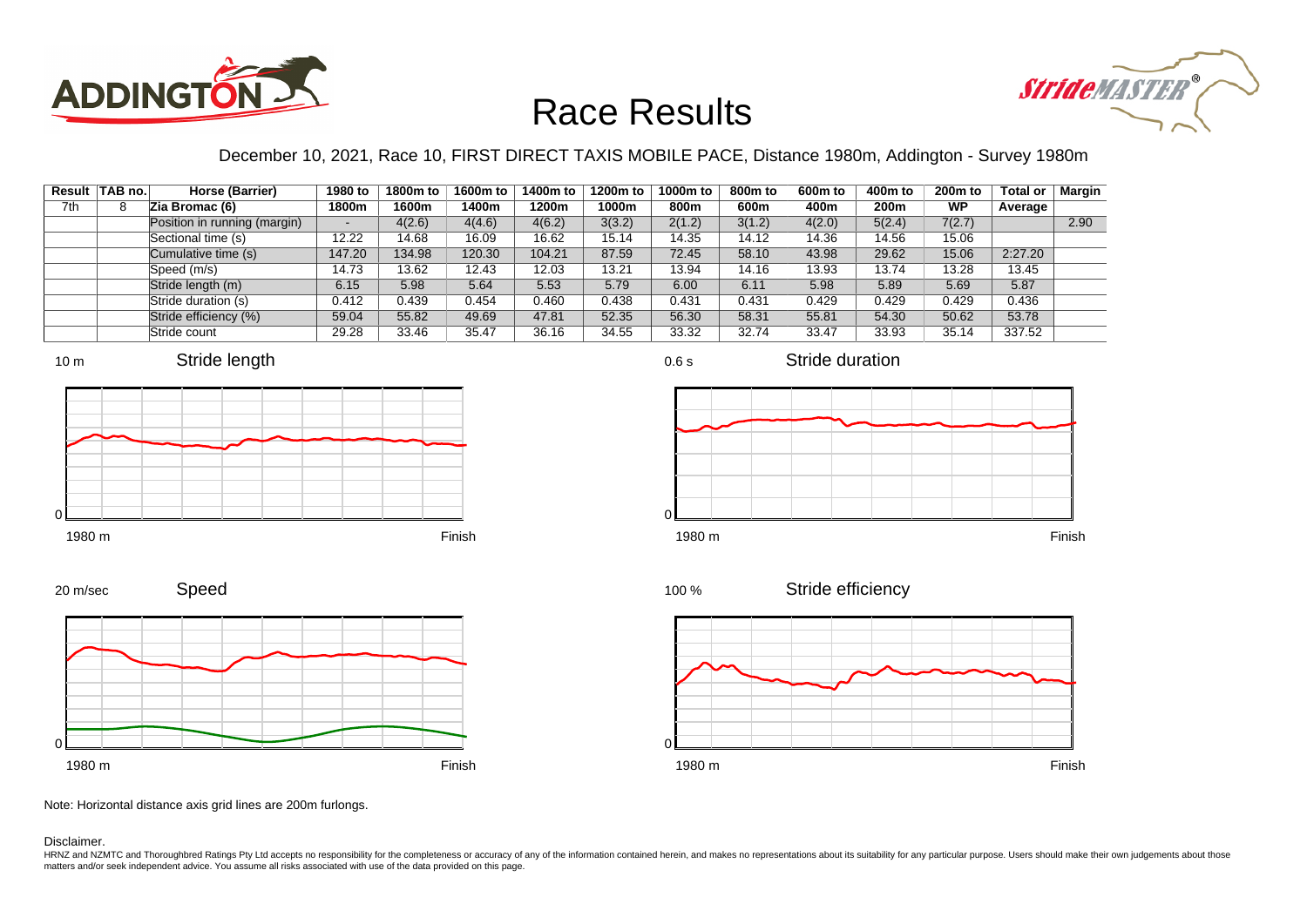# Race Results

December 10, 2021, Race 10, FIRST DIRECT TAXIS MOBILE PACE, Distance 1980m, Addington - Survey 1980m

| Result | TAB no. | Horse (Barrier) | 1980 to 1800m | 1800m to 1600m | 1600m to 1400m | 1400m to 1200m | 1200m to 1000m | 1000m to 800m | 800m to 600m | 600m to 400m | 400m to 200m | 200m to WP | Total or Average | Margin |
|---|---|---|---|---|---|---|---|---|---|---|---|---|---|---|
| 7th | 8 | Zia Bromac (6) | | | | | | | | | | | | |
| | | Position in running (margin) | - | 4(2.6) | 4(4.6) | 4(6.2) | 3(3.2) | 2(1.2) | 3(1.2) | 4(2.0) | 5(2.4) | 7(2.7) | | 2.90 |
| | | Sectional time (s) | 12.22 | 14.68 | 16.09 | 16.62 | 15.14 | 14.35 | 14.12 | 14.36 | 14.56 | 15.06 | | |
| | | Cumulative time (s) | 147.20 | 134.98 | 120.30 | 104.21 | 87.59 | 72.45 | 58.10 | 43.98 | 29.62 | 15.06 | 2:27.20 | |
| | | Speed (m/s) | 14.73 | 13.62 | 12.43 | 12.03 | 13.21 | 13.94 | 14.16 | 13.93 | 13.74 | 13.28 | 13.45 | |
| | | Stride length (m) | 6.15 | 5.98 | 5.64 | 5.53 | 5.79 | 6.00 | 6.11 | 5.98 | 5.89 | 5.69 | 5.87 | |
| | | Stride duration (s) | 0.412 | 0.439 | 0.454 | 0.460 | 0.438 | 0.431 | 0.431 | 0.429 | 0.429 | 0.429 | 0.436 | |
| | | Stride efficiency (%) | 59.04 | 55.82 | 49.69 | 47.81 | 52.35 | 56.30 | 58.31 | 55.81 | 54.30 | 50.62 | 53.78 | |
| | | Stride count | 29.28 | 33.46 | 35.47 | 36.16 | 34.55 | 33.32 | 32.74 | 33.47 | 33.93 | 35.14 | 337.52 | |

Note: Horizontal distance axis grid lines are 200m furlongs.

Disclaimer.

HRNZ and NZMTC and Thoroughbred Ratings Pty Ltd accepts no responsibility for the completeness or accuracy of any of the information contained herein, and makes no representations about its suitability for any particular purpose. Users should make their own judgements about those matters and/or seek independent advice. You assume all risks associated with use of the data provided on this page.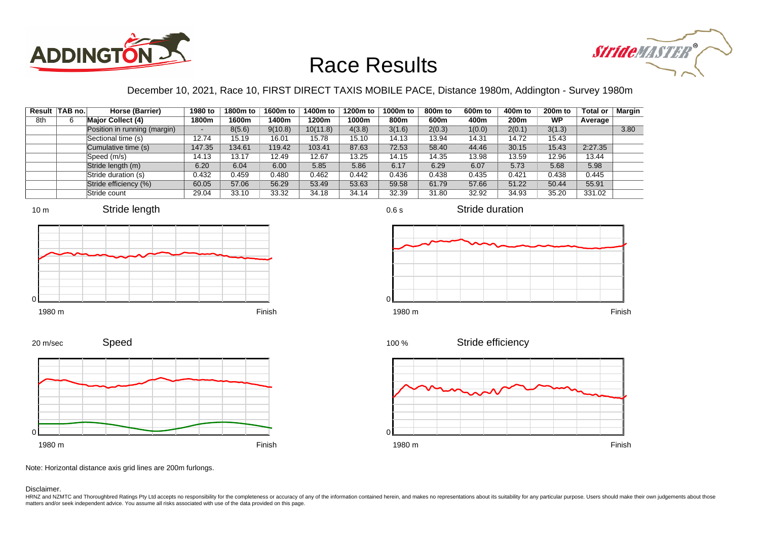# Race Results

December 10, 2021, Race 10, FIRST DIRECT TAXIS MOBILE PACE, Distance 1980m, Addington - Survey 1980m

| Result | TAB no. | Horse (Barrier) | 1980 to 1800m | 1800m to 1600m | 1600m to 1400m | 1400m to 1200m | 1200m to 1000m | 1000m to 800m | 800m to 600m | 600m to 400m | 400m to 200m | 200m to WP | Total or Average | Margin |
|---|---|---|---|---|---|---|---|---|---|---|---|---|---|---|
| 8th | 6 | **Major Collect (4)** | | | | | | | | | | | | |
| | | Position in running (margin) | - | 8(5.6) | 9(10.8) | 10(11.8) | 4(3.8) | 3(1.6) | 2(0.3) | 1(0.0) | 2(0.1) | 3(1.3) | | 3.80 |
| | | Sectional time (s) | 12.74 | 15.19 | 16.01 | 15.78 | 15.10 | 14.13 | 13.94 | 14.31 | 14.72 | 15.43 | | |
| | | Cumulative time (s) | 147.35 | 134.61 | 119.42 | 103.41 | 87.63 | 72.53 | 58.40 | 44.46 | 30.15 | 15.43 | 2:27.35 | |
| | | Speed (m/s) | 14.13 | 13.17 | 12.49 | 12.67 | 13.25 | 14.15 | 14.35 | 13.98 | 13.59 | 12.96 | 13.44 | |
| | | Stride length (m) | 6.20 | 6.04 | 6.00 | 5.85 | 5.86 | 6.17 | 6.29 | 6.07 | 5.73 | 5.68 | 5.98 | |
| | | Stride duration (s) | 0.432 | 0.459 | 0.480 | 0.462 | 0.442 | 0.436 | 0.438 | 0.435 | 0.421 | 0.438 | 0.445 | |
| | | Stride efficiency (%) | 60.05 | 57.06 | 56.29 | 53.49 | 53.63 | 59.58 | 61.79 | 57.66 | 51.22 | 50.44 | 55.91 | |
| | | Stride count | 29.04 | 33.10 | 33.32 | 34.18 | 34.14 | 32.39 | 31.80 | 32.92 | 34.93 | 35.20 | 331.02 | |

Note: Horizontal distance axis grid lines are 200m furlongs.

Disclaimer.

HRNZ and NZMTC and Thoroughbred Ratings Pty Ltd accepts no responsibility for the completeness or accuracy of any of the information contained herein, and makes no representations about its suitability for any particular purpose. Users should make their own judgements about those matters and/or seek independent advice. You assume all risks associated with use of the data provided on this page.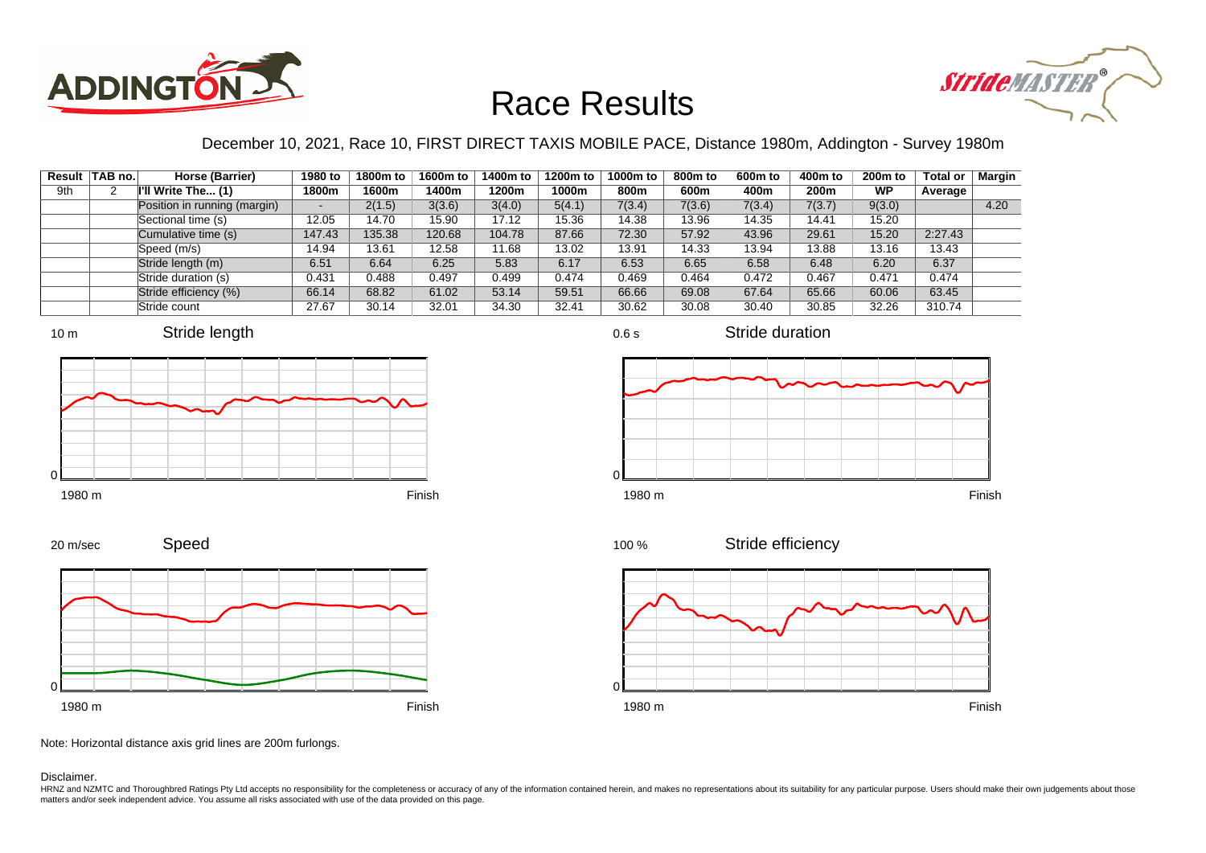# Race Results

December 10, 2021, Race 10, FIRST DIRECT TAXIS MOBILE PACE, Distance 1980m, Addington - Survey 1980m

| Result | TAB no. | Horse (Barrier) | 1980 to 1800m | 1800m to 1600m | 1600m to 1400m | 1400m to 1200m | 1200m to 1000m | 1000m to 800m | 800m to 600m | 600m to 400m | 400m to 200m | 200m to WP | Total or Average | Margin |
|---|---|---|---|---|---|---|---|---|---|---|---|---|---|---|
| 9th | 2 | I'll Write The... (1) | | | | | | | | | | | | |
| | | Position in running (margin) | - | 2(1.5) | 3(3.6) | 3(4.0) | 5(4.1) | 7(3.4) | 7(3.6) | 7(3.4) | 7(3.7) | 9(3.0) | | 4.20 |
| | | Sectional time (s) | 12.05 | 14.70 | 15.90 | 17.12 | 15.36 | 14.38 | 13.96 | 14.35 | 14.41 | 15.20 | | |
| | | Cumulative time (s) | 147.43 | 135.38 | 120.68 | 104.78 | 87.66 | 72.30 | 57.92 | 43.96 | 29.61 | 15.20 | 2:27.43 | |
| | | Speed (m/s) | 14.94 | 13.61 | 12.58 | 11.68 | 13.02 | 13.91 | 14.33 | 13.94 | 13.88 | 13.16 | 13.43 | |
| | | Stride length (m) | 6.51 | 6.64 | 6.25 | 5.83 | 6.17 | 6.53 | 6.65 | 6.58 | 6.48 | 6.20 | 6.37 | |
| | | Stride duration (s) | 0.431 | 0.488 | 0.497 | 0.499 | 0.474 | 0.469 | 0.464 | 0.472 | 0.467 | 0.471 | 0.474 | |
| | | Stride efficiency (%) | 66.14 | 68.82 | 61.02 | 53.14 | 59.51 | 66.66 | 69.08 | 67.64 | 65.66 | 60.06 | 63.45 | |
| | | Stride count | 27.67 | 30.14 | 32.01 | 34.30 | 32.41 | 30.62 | 30.08 | 30.40 | 30.85 | 32.26 | 310.74 | |

Note: Horizontal distance axis grid lines are 200m furlongs.

Disclaimer.

HRNZ and NZMTC and Thoroughbred Ratings Pty Ltd accepts no responsibility for the completeness or accuracy of any of the information contained herein, and makes no representations about its suitability for any particular purpose. Users should make their own judgements about those matters and/or seek independent advice. You assume all risks associated with use of the data provided on this page.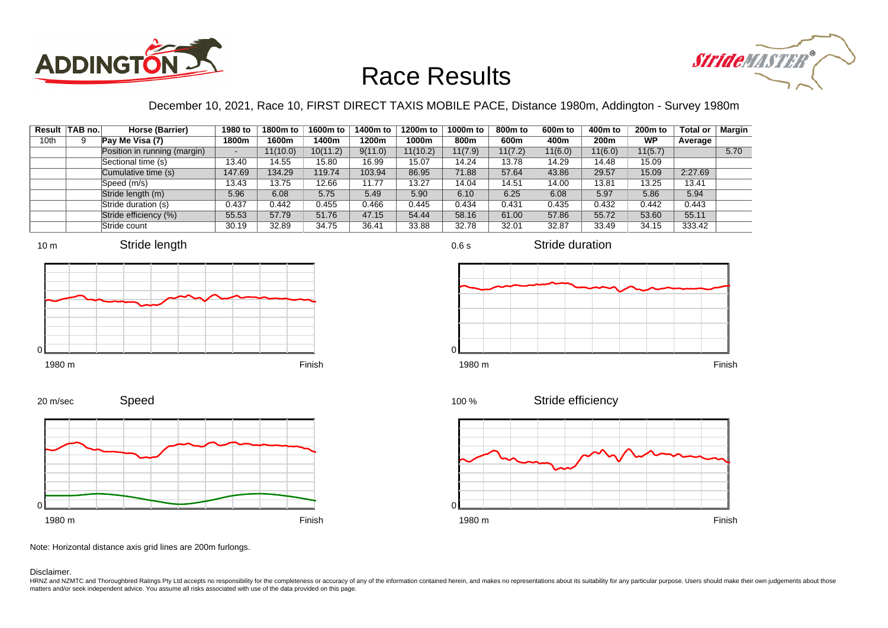# Race Results

December 10, 2021, Race 10, FIRST DIRECT TAXIS MOBILE PACE, Distance 1980m, Addington - Survey 1980m

| Result | TAB no. | Horse (Barrier) | 1980 to 1800m | 1800m to 1600m | 1600m to 1400m | 1400m to 1200m | 1200m to 1000m | 1000m to 800m | 800m to 600m | 600m to 400m | 400m to 200m | 200m to WP | Total or Average | Margin |
|---|---|---|---|---|---|---|---|---|---|---|---|---|---|---|
| 10th | 9 | Pay Me Visa (7) | | | | | | | | | | | | |
| | | Position in running (margin) | - | 11(10.0) | 10(11.2) | 9(11.0) | 11(10.2) | 11(7.9) | 11(7.2) | 11(6.0) | 11(6.0) | 11(5.7) | | 5.70 |
| | | Sectional time (s) | 13.40 | 14.55 | 15.80 | 16.99 | 15.07 | 14.24 | 13.78 | 14.29 | 14.48 | 15.09 | | |
| | | Cumulative time (s) | 147.69 | 134.29 | 119.74 | 103.94 | 86.95 | 71.88 | 57.64 | 43.86 | 29.57 | 15.09 | 2:27.69 | |
| | | Speed (m/s) | 13.43 | 13.75 | 12.66 | 11.77 | 13.27 | 14.04 | 14.51 | 14.00 | 13.81 | 13.25 | 13.41 | |
| | | Stride length (m) | 5.96 | 6.08 | 5.75 | 5.49 | 5.90 | 6.10 | 6.25 | 6.08 | 5.97 | 5.86 | 5.94 | |
| | | Stride duration (s) | 0.437 | 0.442 | 0.455 | 0.466 | 0.445 | 0.434 | 0.431 | 0.435 | 0.432 | 0.442 | 0.443 | |
| | | Stride efficiency (%) | 55.53 | 57.79 | 51.76 | 47.15 | 54.44 | 58.16 | 61.00 | 57.86 | 55.72 | 53.60 | 55.11 | |
| | | Stride count | 30.19 | 32.89 | 34.75 | 36.41 | 33.88 | 32.78 | 32.01 | 32.87 | 33.49 | 34.15 | 333.42 | |

Stride length (10 m, 0; 1980 m – Finish)

Stride duration (0.6 s, 0; 1980 m – Finish)

Speed (20 m/sec, 0; 1980 m – Finish)

Stride efficiency (100 %, 0; 1980 m – Finish)

Note: Horizontal distance axis grid lines are 200m furlongs.

Disclaimer.

HRNZ and NZMTC and Thoroughbred Ratings Pty Ltd accepts no responsibility for the completeness or accuracy of any of the information contained herein, and makes no representations about its suitability for any particular purpose. Users should make their own judgements about those matters and/or seek independent advice. You assume all risks associated with use of the data provided on this page.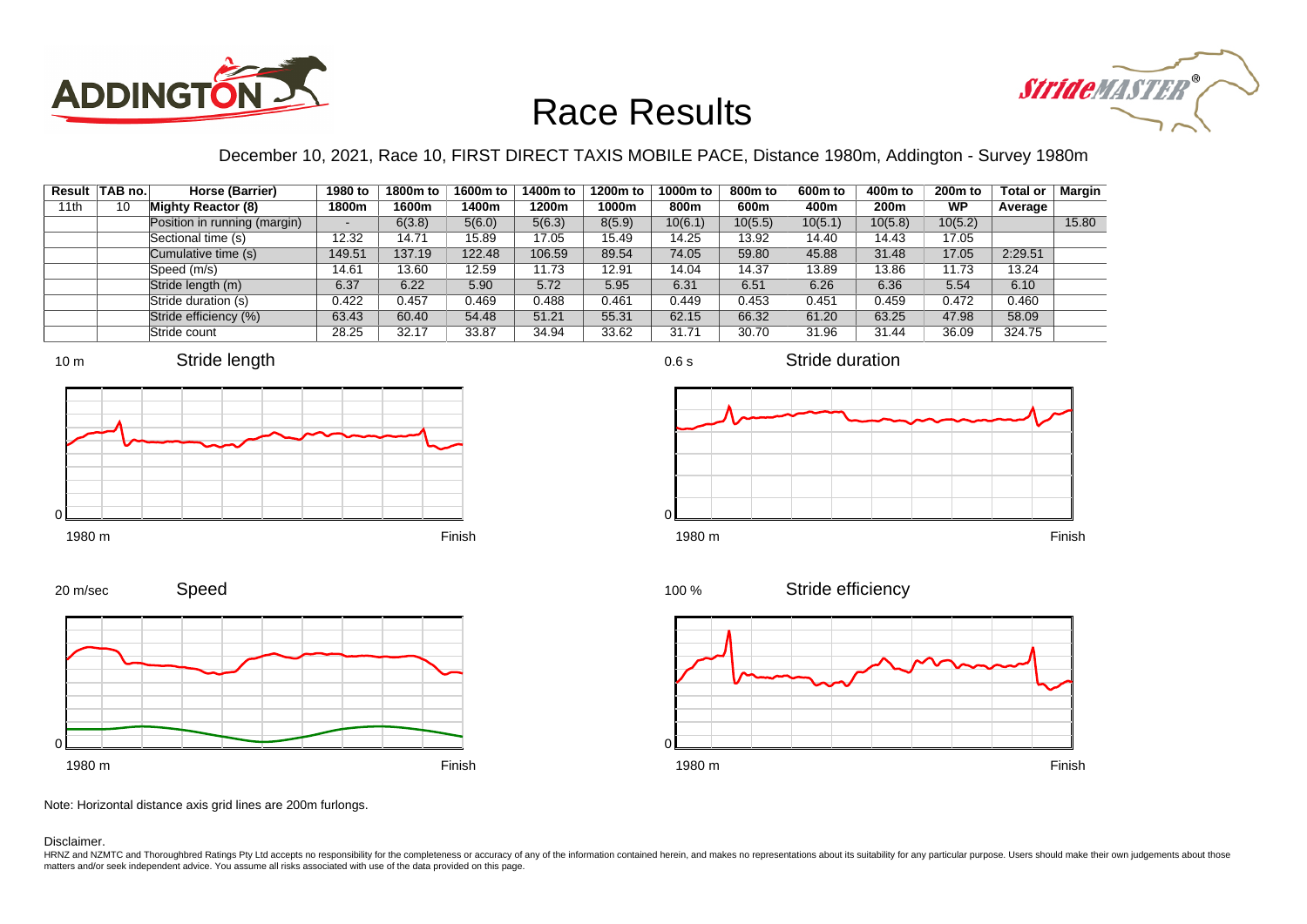# Race Results

December 10, 2021, Race 10, FIRST DIRECT TAXIS MOBILE PACE, Distance 1980m, Addington - Survey 1980m

| Result | TAB no. | Horse (Barrier) | 1980 to 1800m | 1800m to 1600m | 1600m to 1400m | 1400m to 1200m | 1200m to 1000m | 1000m to 800m | 800m to 600m | 600m to 400m | 400m to 200m | 200m to WP | Total or Average | Margin |
|---|---|---|---|---|---|---|---|---|---|---|---|---|---|---|
| 11th | 10 | **Mighty Reactor (8)** | | | | | | | | | | | | |
| | | Position in running (margin) | - | 6(3.8) | 5(6.0) | 5(6.3) | 8(5.9) | 10(6.1) | 10(5.5) | 10(5.1) | 10(5.8) | 10(5.2) | | 15.80 |
| | | Sectional time (s) | 12.32 | 14.71 | 15.89 | 17.05 | 15.49 | 14.25 | 13.92 | 14.40 | 14.43 | 17.05 | | |
| | | Cumulative time (s) | 149.51 | 137.19 | 122.48 | 106.59 | 89.54 | 74.05 | 59.80 | 45.88 | 31.48 | 17.05 | 2:29.51 | |
| | | Speed (m/s) | 14.61 | 13.60 | 12.59 | 11.73 | 12.91 | 14.04 | 14.37 | 13.89 | 13.86 | 11.73 | 13.24 | |
| | | Stride length (m) | 6.37 | 6.22 | 5.90 | 5.72 | 5.95 | 6.31 | 6.51 | 6.26 | 6.36 | 5.54 | 6.10 | |
| | | Stride duration (s) | 0.422 | 0.457 | 0.469 | 0.488 | 0.461 | 0.449 | 0.453 | 0.451 | 0.459 | 0.472 | 0.460 | |
| | | Stride efficiency (%) | 63.43 | 60.40 | 54.48 | 51.21 | 55.31 | 62.15 | 66.32 | 61.20 | 63.25 | 47.98 | 58.09 | |
| | | Stride count | 28.25 | 32.17 | 33.87 | 34.94 | 33.62 | 31.71 | 30.70 | 31.96 | 31.44 | 36.09 | 324.75 | |

10 m
Stride length
0
1980 m
Finish

0.6 s
Stride duration
0
1980 m
Finish

20 m/sec
Speed
0
1980 m
Finish

100 %
Stride efficiency
0
1980 m
Finish

Note: Horizontal distance axis grid lines are 200m furlongs.

Disclaimer.

HRNZ and NZMTC and Thoroughbred Ratings Pty Ltd accepts no responsibility for the completeness or accuracy of any of the information contained herein, and makes no representations about its suitability for any particular purpose. Users should make their own judgements about those matters and/or seek independent advice. You assume all risks associated with use of the data provided on this page.